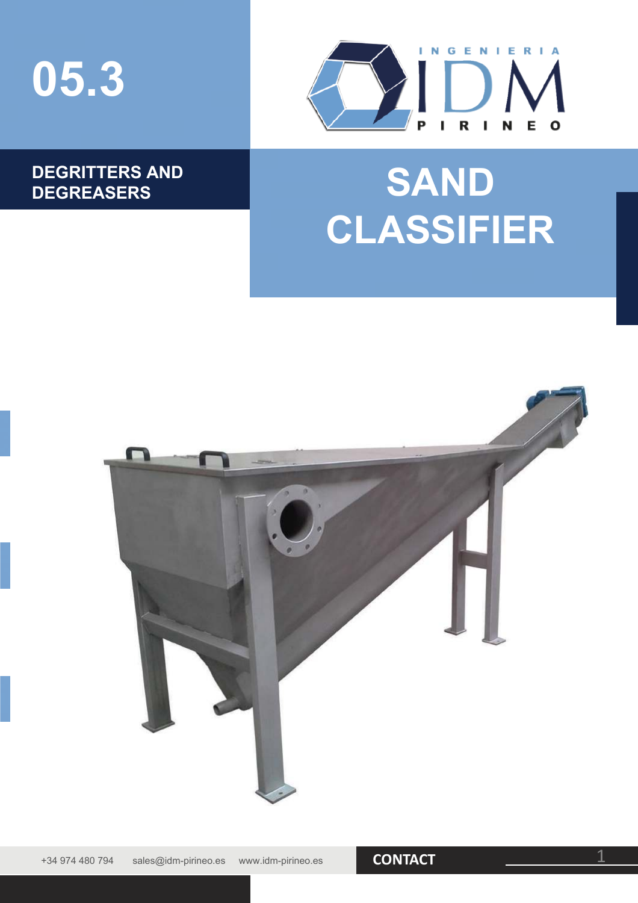# 05.3

INGENIERIA IDM PIRINEO

**DEGRITTERS AND DEGREASERS**

# SAND CLASSIFIER

+34 974 480 794 sales@idm-pirineo.es www.idm-pirineo.es

**CONTACT**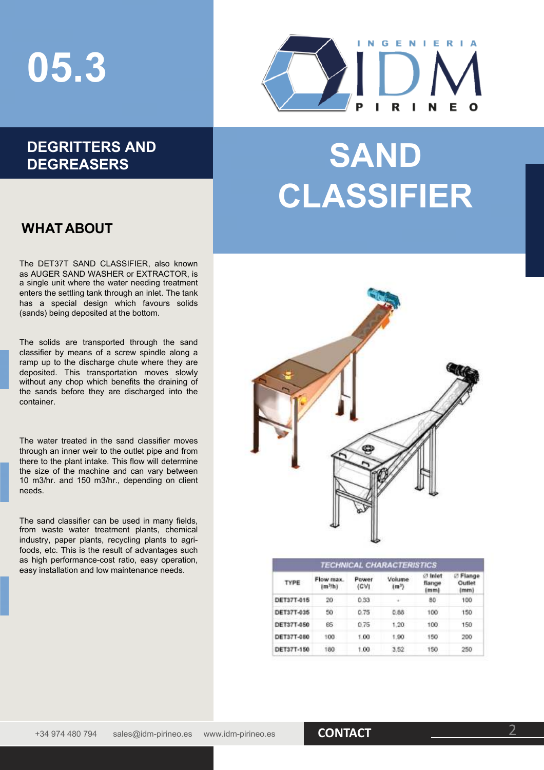# 05.3

## DEGRITTERS AND DEGREASERS

# SAND CLASSIFIER

### WHAT ABOUT

The DET37T SAND CLASSIFIER, also known as AUGER SAND WASHER or EXTRACTOR, is a single unit where the water needing treatment enters the settling tank through an inlet. The tank has a special design which favours solids (sands) being deposited at the bottom.

The solids are transported through the sand classifier by means of a screw spindle along a ramp up to the discharge chute where they are deposited. This transportation moves slowly without any chop which benefits the draining of the sands before they are discharged into the container.

The water treated in the sand classifier moves through an inner weir to the outlet pipe and from there to the plant intake. This flow will determine the size of the machine and can vary between 10 m3/hr. and 150 m3/hr., depending on client needs.

The sand classifier can be used in many fields, from waste water treatment plants, chemical industry, paper plants, recycling plants to agri-foods, etc. This is the result of advantages such as high performance-cost ratio, easy operation, easy installation and low maintenance needs.

**TECHNICAL CHARACTERISTICS**

| TYPE | Flow max. ($m^3$/h) | Power (CV) | Volume ($m^3$) | ∅ Inlet flange (mm) | ∅ Flange Outlet (mm) |
|---|---|---|---|---|---|
| DET37T-015 | 20 | 0.33 | - | 80 | 100 |
| DET37T-035 | 50 | 0.75 | 0.88 | 100 | 150 |
| DET37T-050 | 65 | 0.75 | 1.20 | 100 | 150 |
| DET37T-080 | 100 | 1.00 | 1.90 | 150 | 200 |
| DET37T-150 | 180 | 1.00 | 3.52 | 150 | 250 |

+34 974 480 794 sales@idm-pirineo.es www.idm-pirineo.es **CONTACT**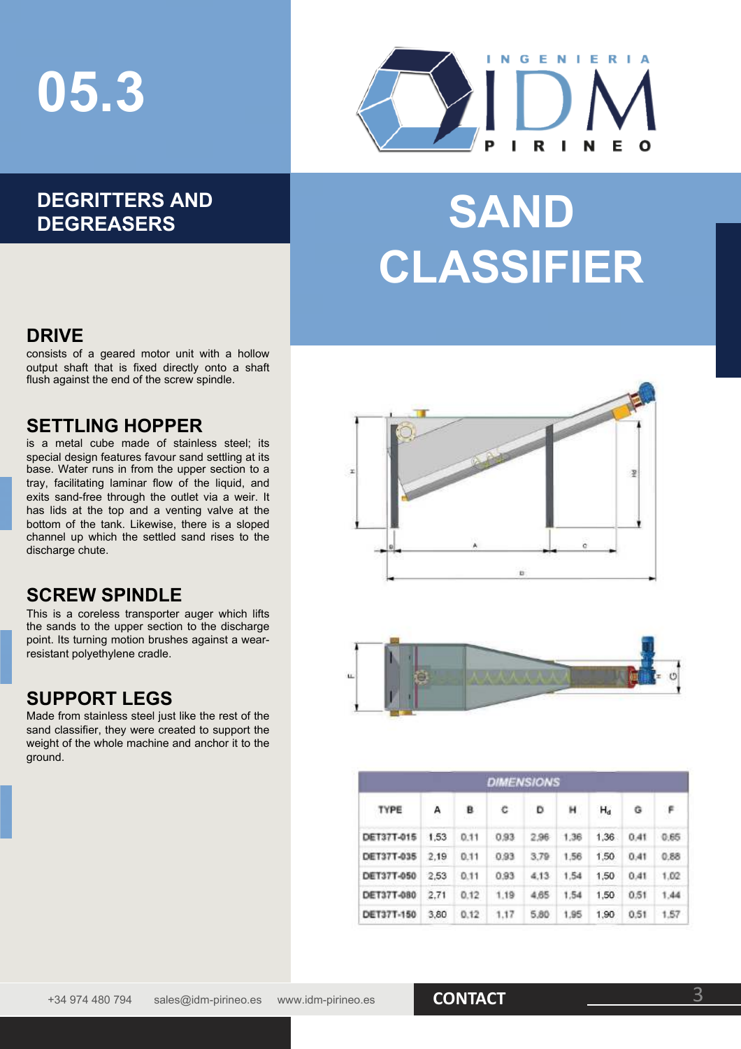# 05.3

## DEGRITTERS AND DEGREASERS

INGENIERIA IDM PIRINEO

# SAND CLASSIFIER

## DRIVE

consists of a geared motor unit with a hollow output shaft that is fixed directly onto a shaft flush against the end of the screw spindle.

## SETTLING HOPPER

is a metal cube made of stainless steel; its special design features favour sand settling at its base. Water runs in from the upper section to a tray, facilitating laminar flow of the liquid, and exits sand-free through the outlet via a weir. It has lids at the top and a venting valve at the bottom of the tank. Likewise, there is a sloped channel up which the settled sand rises to the discharge chute.

## SCREW SPINDLE

This is a coreless transporter auger which lifts the sands to the upper section to the discharge point. Its turning motion brushes against a wear-resistant polyethylene cradle.

## SUPPORT LEGS

Made from stainless steel just like the rest of the sand classifier, they were created to support the weight of the whole machine and anchor it to the ground.

| DIMENSIONS | | | | | | | | |
|---|---|---|---|---|---|---|---|---|
| TYPE | A | B | C | D | H | $H_d$ | G | F |
| DET37T-015 | 1,53 | 0,11 | 0,93 | 2,96 | 1,36 | 1,36 | 0,41 | 0,65 |
| DET37T-035 | 2,19 | 0,11 | 0,93 | 3,79 | 1,56 | 1,50 | 0,41 | 0,88 |
| DET37T-050 | 2,53 | 0,11 | 0,93 | 4,13 | 1,54 | 1,50 | 0,41 | 1,02 |
| DET37T-080 | 2,71 | 0,12 | 1,19 | 4,65 | 1,54 | 1,50 | 0,51 | 1,44 |
| DET37T-150 | 3,80 | 0,12 | 1,17 | 5,80 | 1,95 | 1,90 | 0,51 | 1,57 |

+34 974 480 794 sales@idm-pirineo.es www.idm-pirineo.es

**CONTACT**